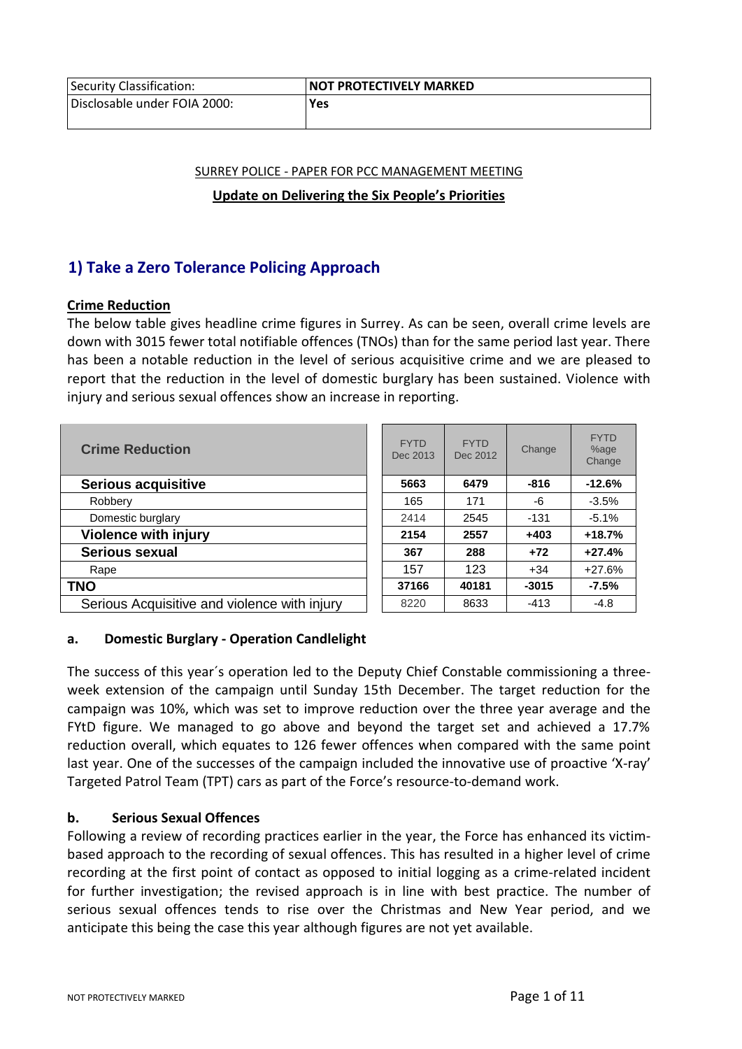| Security Classification: | NOT PROTECTIVELY MARKED |
|---|---|
| Disclosable under FOIA 2000: | Yes |

SURREY POLICE - PAPER FOR PCC MANAGEMENT MEETING

**Update on Delivering the Six People's Priorities**

## 1) Take a Zero Tolerance Policing Approach

### Crime Reduction

The below table gives headline crime figures in Surrey. As can be seen, overall crime levels are down with 3015 fewer total notifiable offences (TNOs) than for the same period last year. There has been a notable reduction in the level of serious acquisitive crime and we are pleased to report that the reduction in the level of domestic burglary has been sustained. Violence with injury and serious sexual offences show an increase in reporting.

| Crime Reduction | FYTD Dec 2013 | FYTD Dec 2012 | Change | FYTD %age Change |
|---|---|---|---|---|
| **Serious acquisitive** | **5663** | **6479** | **-816** | **-12.6%** |
| Robbery | 165 | 171 | -6 | -3.5% |
| Domestic burglary | 2414 | 2545 | -131 | -5.1% |
| **Violence with injury** | **2154** | **2557** | **+403** | **+18.7%** |
| **Serious sexual** | **367** | **288** | **+72** | **+27.4%** |
| Rape | 157 | 123 | +34 | +27.6% |
| **TNO** | **37166** | **40181** | **-3015** | **-7.5%** |
| Serious Acquisitive and violence with injury | 8220 | 8633 | -413 | -4.8 |

### a. Domestic Burglary - Operation Candlelight

The success of this year´s operation led to the Deputy Chief Constable commissioning a three-week extension of the campaign until Sunday 15th December. The target reduction for the campaign was 10%, which was set to improve reduction over the three year average and the FYtD figure. We managed to go above and beyond the target set and achieved a 17.7% reduction overall, which equates to 126 fewer offences when compared with the same point last year. One of the successes of the campaign included the innovative use of proactive 'X-ray' Targeted Patrol Team (TPT) cars as part of the Force's resource-to-demand work.

### b. Serious Sexual Offences

Following a review of recording practices earlier in the year, the Force has enhanced its victim-based approach to the recording of sexual offences. This has resulted in a higher level of crime recording at the first point of contact as opposed to initial logging as a crime-related incident for further investigation; the revised approach is in line with best practice. The number of serious sexual offences tends to rise over the Christmas and New Year period, and we anticipate this being the case this year although figures are not yet available.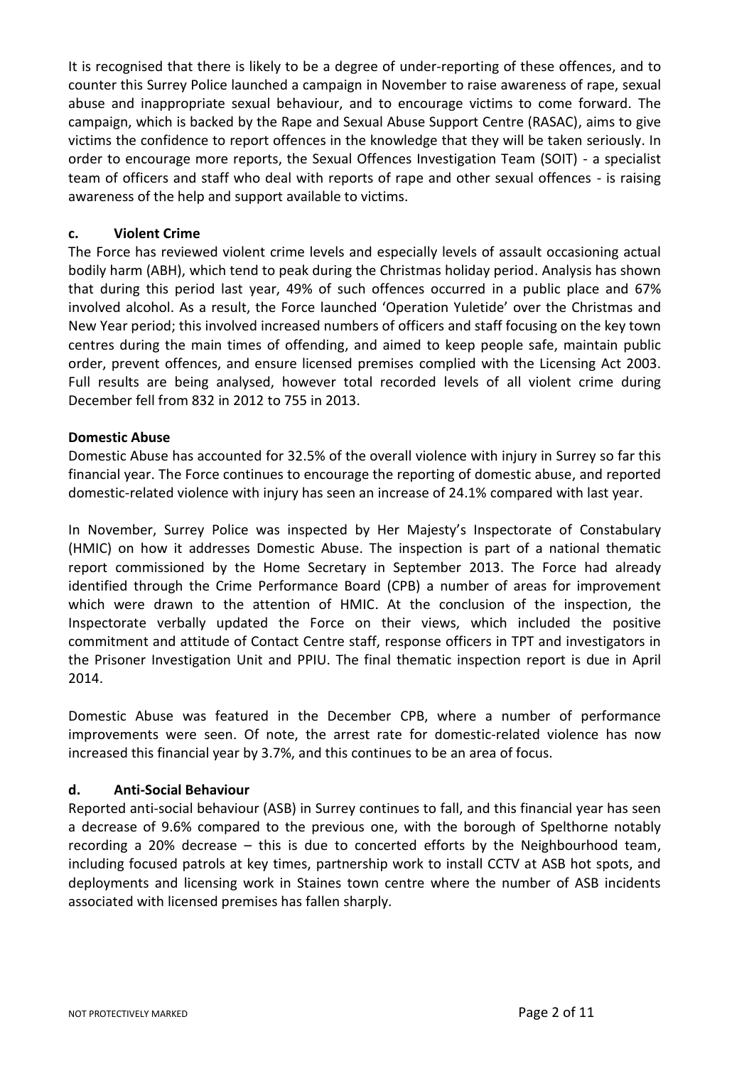It is recognised that there is likely to be a degree of under-reporting of these offences, and to counter this Surrey Police launched a campaign in November to raise awareness of rape, sexual abuse and inappropriate sexual behaviour, and to encourage victims to come forward. The campaign, which is backed by the Rape and Sexual Abuse Support Centre (RASAC), aims to give victims the confidence to report offences in the knowledge that they will be taken seriously. In order to encourage more reports, the Sexual Offences Investigation Team (SOIT) - a specialist team of officers and staff who deal with reports of rape and other sexual offences - is raising awareness of the help and support available to victims.

### c. Violent Crime

The Force has reviewed violent crime levels and especially levels of assault occasioning actual bodily harm (ABH), which tend to peak during the Christmas holiday period. Analysis has shown that during this period last year, 49% of such offences occurred in a public place and 67% involved alcohol. As a result, the Force launched 'Operation Yuletide' over the Christmas and New Year period; this involved increased numbers of officers and staff focusing on the key town centres during the main times of offending, and aimed to keep people safe, maintain public order, prevent offences, and ensure licensed premises complied with the Licensing Act 2003. Full results are being analysed, however total recorded levels of all violent crime during December fell from 832 in 2012 to 755 in 2013.

**Domestic Abuse**

Domestic Abuse has accounted for 32.5% of the overall violence with injury in Surrey so far this financial year. The Force continues to encourage the reporting of domestic abuse, and reported domestic-related violence with injury has seen an increase of 24.1% compared with last year.

In November, Surrey Police was inspected by Her Majesty's Inspectorate of Constabulary (HMIC) on how it addresses Domestic Abuse. The inspection is part of a national thematic report commissioned by the Home Secretary in September 2013. The Force had already identified through the Crime Performance Board (CPB) a number of areas for improvement which were drawn to the attention of HMIC. At the conclusion of the inspection, the Inspectorate verbally updated the Force on their views, which included the positive commitment and attitude of Contact Centre staff, response officers in TPT and investigators in the Prisoner Investigation Unit and PPIU. The final thematic inspection report is due in April 2014.

Domestic Abuse was featured in the December CPB, where a number of performance improvements were seen. Of note, the arrest rate for domestic-related violence has now increased this financial year by 3.7%, and this continues to be an area of focus.

### d. Anti-Social Behaviour

Reported anti-social behaviour (ASB) in Surrey continues to fall, and this financial year has seen a decrease of 9.6% compared to the previous one, with the borough of Spelthorne notably recording a 20% decrease – this is due to concerted efforts by the Neighbourhood team, including focused patrols at key times, partnership work to install CCTV at ASB hot spots, and deployments and licensing work in Staines town centre where the number of ASB incidents associated with licensed premises has fallen sharply.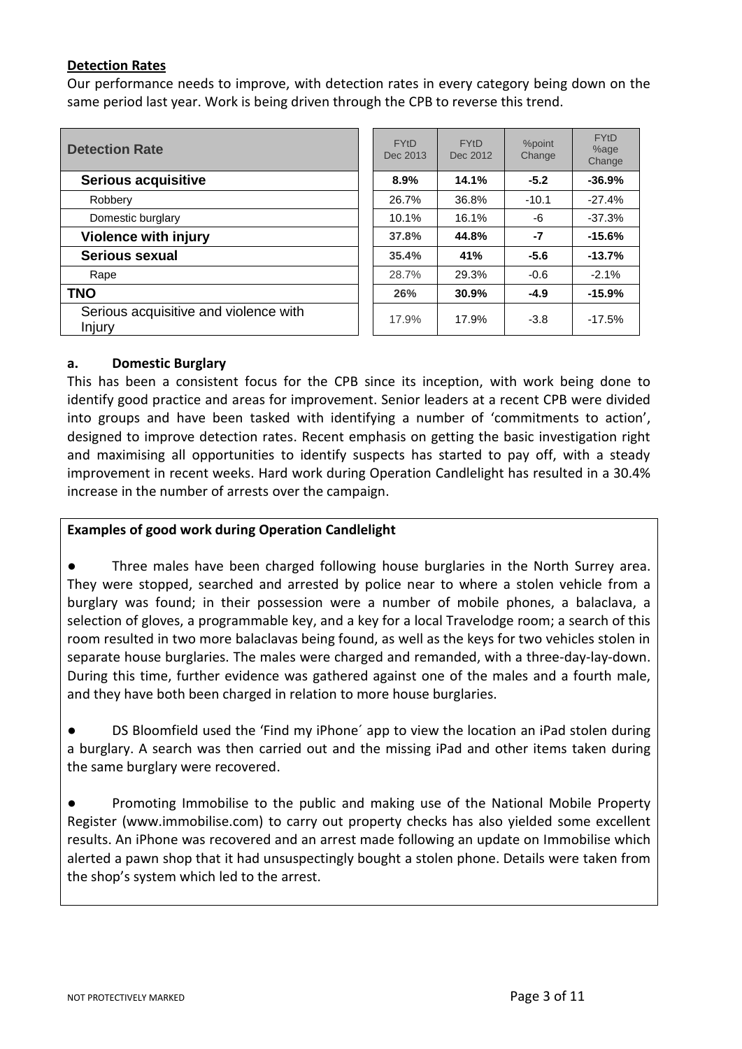## Detection Rates

Our performance needs to improve, with detection rates in every category being down on the same period last year. Work is being driven through the CPB to reverse this trend.

| Detection Rate | FYtD Dec 2013 | FYtD Dec 2012 | %point Change | FYtD %age Change |
|---|---|---|---|---|
| **Serious acquisitive** | **8.9%** | **14.1%** | **-5.2** | **-36.9%** |
| Robbery | 26.7% | 36.8% | -10.1 | -27.4% |
| Domestic burglary | 10.1% | 16.1% | -6 | -37.3% |
| **Violence with injury** | **37.8%** | **44.8%** | **-7** | **-15.6%** |
| **Serious sexual** | **35.4%** | **41%** | **-5.6** | **-13.7%** |
| Rape | 28.7% | 29.3% | -0.6 | -2.1% |
| **TNO** | **26%** | **30.9%** | **-4.9** | **-15.9%** |
| Serious acquisitive and violence with Injury | 17.9% | 17.9% | -3.8 | -17.5% |

### a. Domestic Burglary

This has been a consistent focus for the CPB since its inception, with work being done to identify good practice and areas for improvement. Senior leaders at a recent CPB were divided into groups and have been tasked with identifying a number of 'commitments to action', designed to improve detection rates. Recent emphasis on getting the basic investigation right and maximising all opportunities to identify suspects has started to pay off, with a steady improvement in recent weeks. Hard work during Operation Candlelight has resulted in a 30.4% increase in the number of arrests over the campaign.

**Examples of good work during Operation Candlelight**

- Three males have been charged following house burglaries in the North Surrey area. They were stopped, searched and arrested by police near to where a stolen vehicle from a burglary was found; in their possession were a number of mobile phones, a balaclava, a selection of gloves, a programmable key, and a key for a local Travelodge room; a search of this room resulted in two more balaclavas being found, as well as the keys for two vehicles stolen in separate house burglaries. The males were charged and remanded, with a three-day-lay-down. During this time, further evidence was gathered against one of the males and a fourth male, and they have both been charged in relation to more house burglaries.

- DS Bloomfield used the 'Find my iPhone´ app to view the location an iPad stolen during a burglary. A search was then carried out and the missing iPad and other items taken during the same burglary were recovered.

- Promoting Immobilise to the public and making use of the National Mobile Property Register (www.immobilise.com) to carry out property checks has also yielded some excellent results. An iPhone was recovered and an arrest made following an update on Immobilise which alerted a pawn shop that it had unsuspectingly bought a stolen phone. Details were taken from the shop's system which led to the arrest.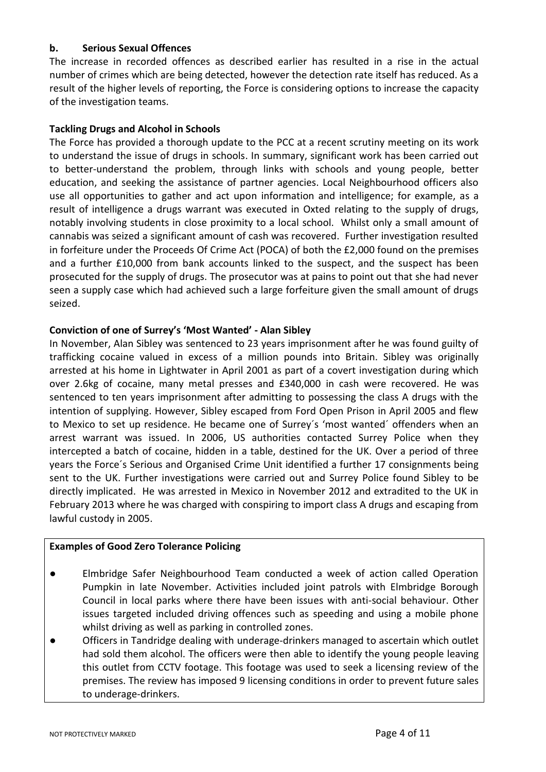**b. Serious Sexual Offences**

The increase in recorded offences as described earlier has resulted in a rise in the actual number of crimes which are being detected, however the detection rate itself has reduced. As a result of the higher levels of reporting, the Force is considering options to increase the capacity of the investigation teams.

**Tackling Drugs and Alcohol in Schools**

The Force has provided a thorough update to the PCC at a recent scrutiny meeting on its work to understand the issue of drugs in schools. In summary, significant work has been carried out to better-understand the problem, through links with schools and young people, better education, and seeking the assistance of partner agencies. Local Neighbourhood officers also use all opportunities to gather and act upon information and intelligence; for example, as a result of intelligence a drugs warrant was executed in Oxted relating to the supply of drugs, notably involving students in close proximity to a local school. Whilst only a small amount of cannabis was seized a significant amount of cash was recovered. Further investigation resulted in forfeiture under the Proceeds Of Crime Act (POCA) of both the £2,000 found on the premises and a further £10,000 from bank accounts linked to the suspect, and the suspect has been prosecuted for the supply of drugs. The prosecutor was at pains to point out that she had never seen a supply case which had achieved such a large forfeiture given the small amount of drugs seized.

**Conviction of one of Surrey's 'Most Wanted' - Alan Sibley**

In November, Alan Sibley was sentenced to 23 years imprisonment after he was found guilty of trafficking cocaine valued in excess of a million pounds into Britain. Sibley was originally arrested at his home in Lightwater in April 2001 as part of a covert investigation during which over 2.6kg of cocaine, many metal presses and £340,000 in cash were recovered. He was sentenced to ten years imprisonment after admitting to possessing the class A drugs with the intention of supplying. However, Sibley escaped from Ford Open Prison in April 2005 and flew to Mexico to set up residence. He became one of Surrey´s 'most wanted´ offenders when an arrest warrant was issued. In 2006, US authorities contacted Surrey Police when they intercepted a batch of cocaine, hidden in a table, destined for the UK. Over a period of three years the Force´s Serious and Organised Crime Unit identified a further 17 consignments being sent to the UK. Further investigations were carried out and Surrey Police found Sibley to be directly implicated. He was arrested in Mexico in November 2012 and extradited to the UK in February 2013 where he was charged with conspiring to import class A drugs and escaping from lawful custody in 2005.

**Examples of Good Zero Tolerance Policing**

- Elmbridge Safer Neighbourhood Team conducted a week of action called Operation Pumpkin in late November. Activities included joint patrols with Elmbridge Borough Council in local parks where there have been issues with anti-social behaviour. Other issues targeted included driving offences such as speeding and using a mobile phone whilst driving as well as parking in controlled zones.
- Officers in Tandridge dealing with underage-drinkers managed to ascertain which outlet had sold them alcohol. The officers were then able to identify the young people leaving this outlet from CCTV footage. This footage was used to seek a licensing review of the premises. The review has imposed 9 licensing conditions in order to prevent future sales to underage-drinkers.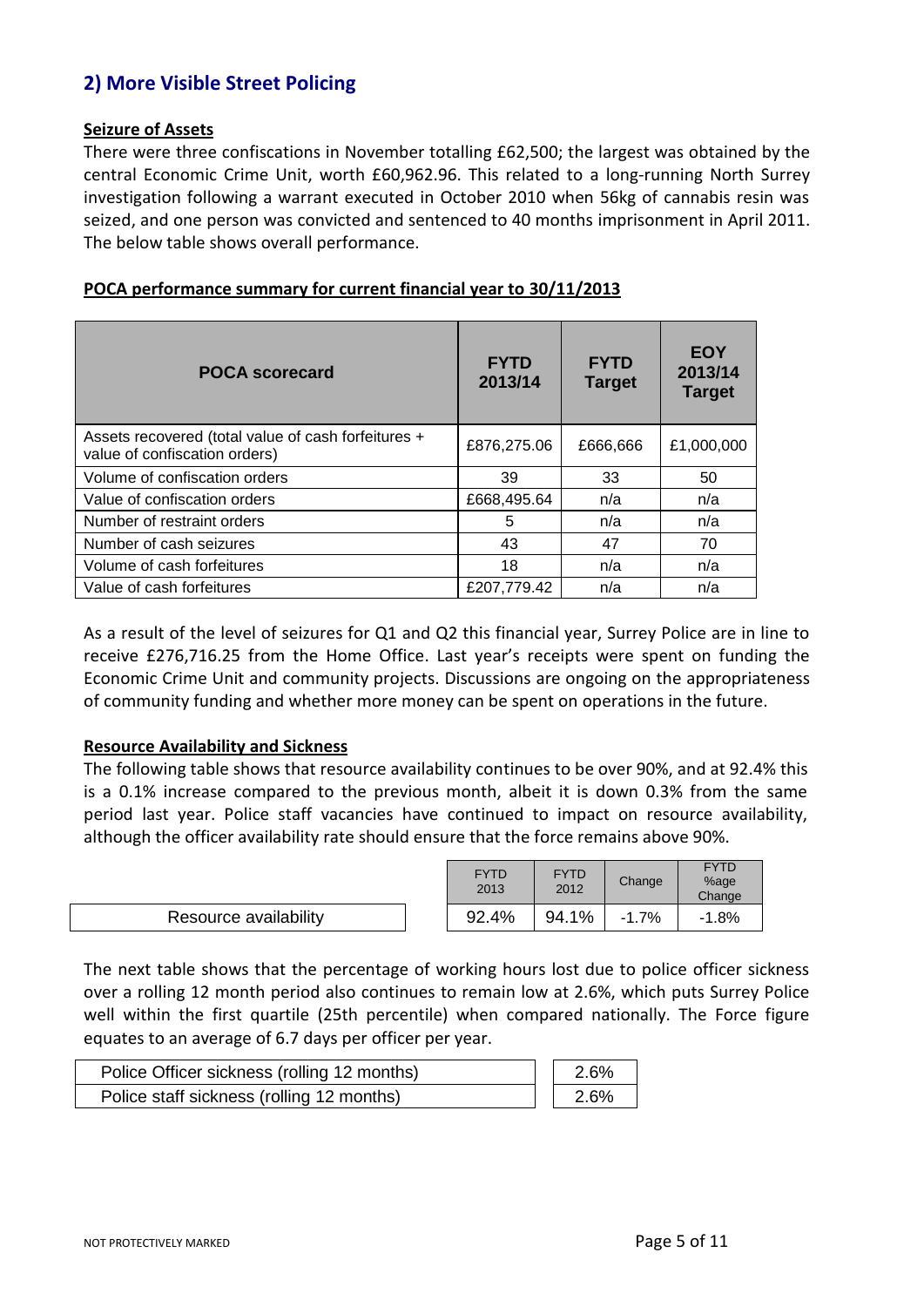## 2) More Visible Street Policing

**Seizure of Assets**

There were three confiscations in November totalling £62,500; the largest was obtained by the central Economic Crime Unit, worth £60,962.96. This related to a long-running North Surrey investigation following a warrant executed in October 2010 when 56kg of cannabis resin was seized, and one person was convicted and sentenced to 40 months imprisonment in April 2011. The below table shows overall performance.

**POCA performance summary for current financial year to 30/11/2013**

| POCA scorecard | FYTD 2013/14 | FYTD Target | EOY 2013/14 Target |
|---|---|---|---|
| Assets recovered (total value of cash forfeitures + value of confiscation orders) | £876,275.06 | £666,666 | £1,000,000 |
| Volume of confiscation orders | 39 | 33 | 50 |
| Value of confiscation orders | £668,495.64 | n/a | n/a |
| Number of restraint orders | 5 | n/a | n/a |
| Number of cash seizures | 43 | 47 | 70 |
| Volume of cash forfeitures | 18 | n/a | n/a |
| Value of cash forfeitures | £207,779.42 | n/a | n/a |

As a result of the level of seizures for Q1 and Q2 this financial year, Surrey Police are in line to receive £276,716.25 from the Home Office. Last year's receipts were spent on funding the Economic Crime Unit and community projects. Discussions are ongoing on the appropriateness of community funding and whether more money can be spent on operations in the future.

**Resource Availability and Sickness**

The following table shows that resource availability continues to be over 90%, and at 92.4% this is a 0.1% increase compared to the previous month, albeit it is down 0.3% from the same period last year. Police staff vacancies have continued to impact on resource availability, although the officer availability rate should ensure that the force remains above 90%.

| | FYTD 2013 | FYTD 2012 | Change | FYTD %age Change |
|---|---|---|---|---|
| Resource availability | 92.4% | 94.1% | -1.7% | -1.8% |

The next table shows that the percentage of working hours lost due to police officer sickness over a rolling 12 month period also continues to remain low at 2.6%, which puts Surrey Police well within the first quartile (25th percentile) when compared nationally. The Force figure equates to an average of 6.7 days per officer per year.

| | |
|---|---|
| Police Officer sickness (rolling 12 months) | 2.6% |
| Police staff sickness (rolling 12 months) | 2.6% |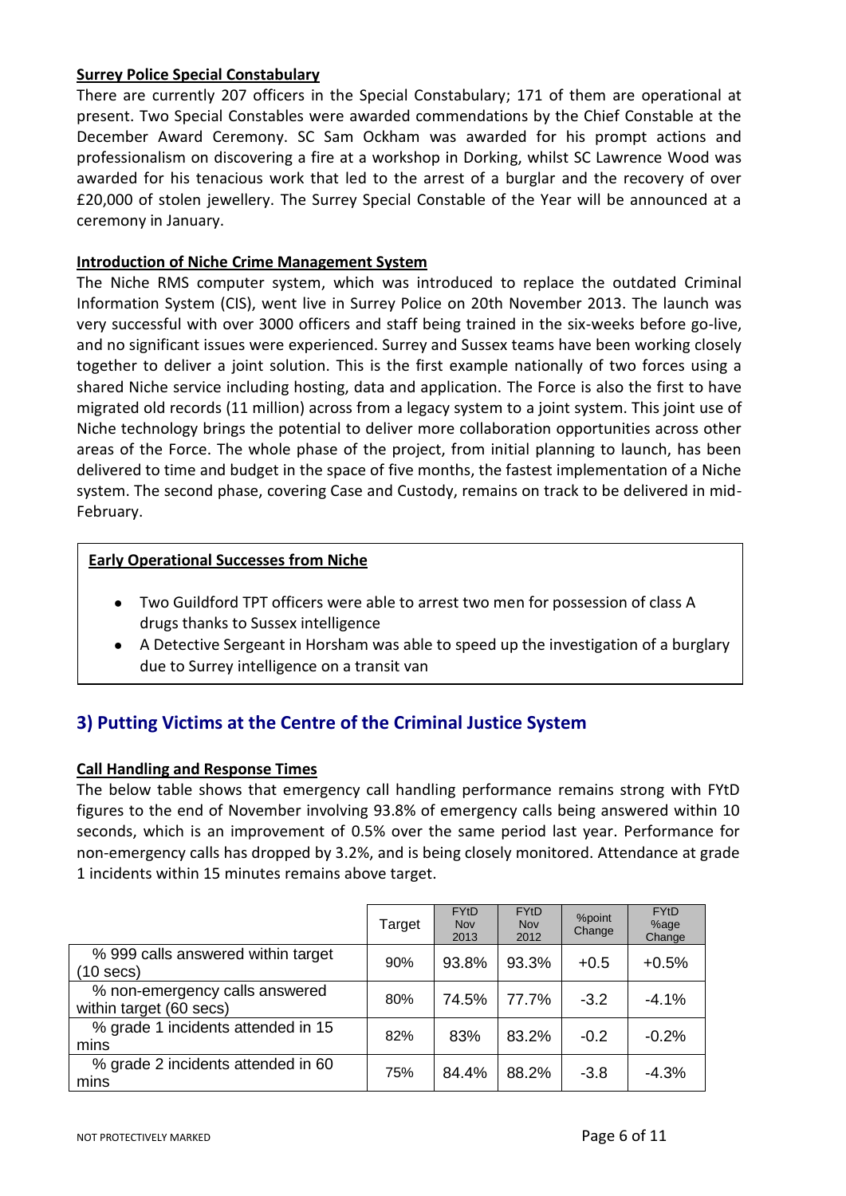**Surrey Police Special Constabulary**

There are currently 207 officers in the Special Constabulary; 171 of them are operational at present. Two Special Constables were awarded commendations by the Chief Constable at the December Award Ceremony. SC Sam Ockham was awarded for his prompt actions and professionalism on discovering a fire at a workshop in Dorking, whilst SC Lawrence Wood was awarded for his tenacious work that led to the arrest of a burglar and the recovery of over £20,000 of stolen jewellery. The Surrey Special Constable of the Year will be announced at a ceremony in January.

**Introduction of Niche Crime Management System**

The Niche RMS computer system, which was introduced to replace the outdated Criminal Information System (CIS), went live in Surrey Police on 20th November 2013. The launch was very successful with over 3000 officers and staff being trained in the six-weeks before go-live, and no significant issues were experienced. Surrey and Sussex teams have been working closely together to deliver a joint solution. This is the first example nationally of two forces using a shared Niche service including hosting, data and application. The Force is also the first to have migrated old records (11 million) across from a legacy system to a joint system. This joint use of Niche technology brings the potential to deliver more collaboration opportunities across other areas of the Force. The whole phase of the project, from initial planning to launch, has been delivered to time and budget in the space of five months, the fastest implementation of a Niche system. The second phase, covering Case and Custody, remains on track to be delivered in mid-February.

**Early Operational Successes from Niche**

- Two Guildford TPT officers were able to arrest two men for possession of class A drugs thanks to Sussex intelligence
- A Detective Sergeant in Horsham was able to speed up the investigation of a burglary due to Surrey intelligence on a transit van

## 3) Putting Victims at the Centre of the Criminal Justice System

**Call Handling and Response Times**

The below table shows that emergency call handling performance remains strong with FYtD figures to the end of November involving 93.8% of emergency calls being answered within 10 seconds, which is an improvement of 0.5% over the same period last year. Performance for non-emergency calls has dropped by 3.2%, and is being closely monitored. Attendance at grade 1 incidents within 15 minutes remains above target.

| | Target | FYtD Nov 2013 | FYtD Nov 2012 | %point Change | FYtD %age Change |
|---|---|---|---|---|---|
| % 999 calls answered within target (10 secs) | 90% | 93.8% | 93.3% | +0.5 | +0.5% |
| % non-emergency calls answered within target (60 secs) | 80% | 74.5% | 77.7% | -3.2 | -4.1% |
| % grade 1 incidents attended in 15 mins | 82% | 83% | 83.2% | -0.2 | -0.2% |
| % grade 2 incidents attended in 60 mins | 75% | 84.4% | 88.2% | -3.8 | -4.3% |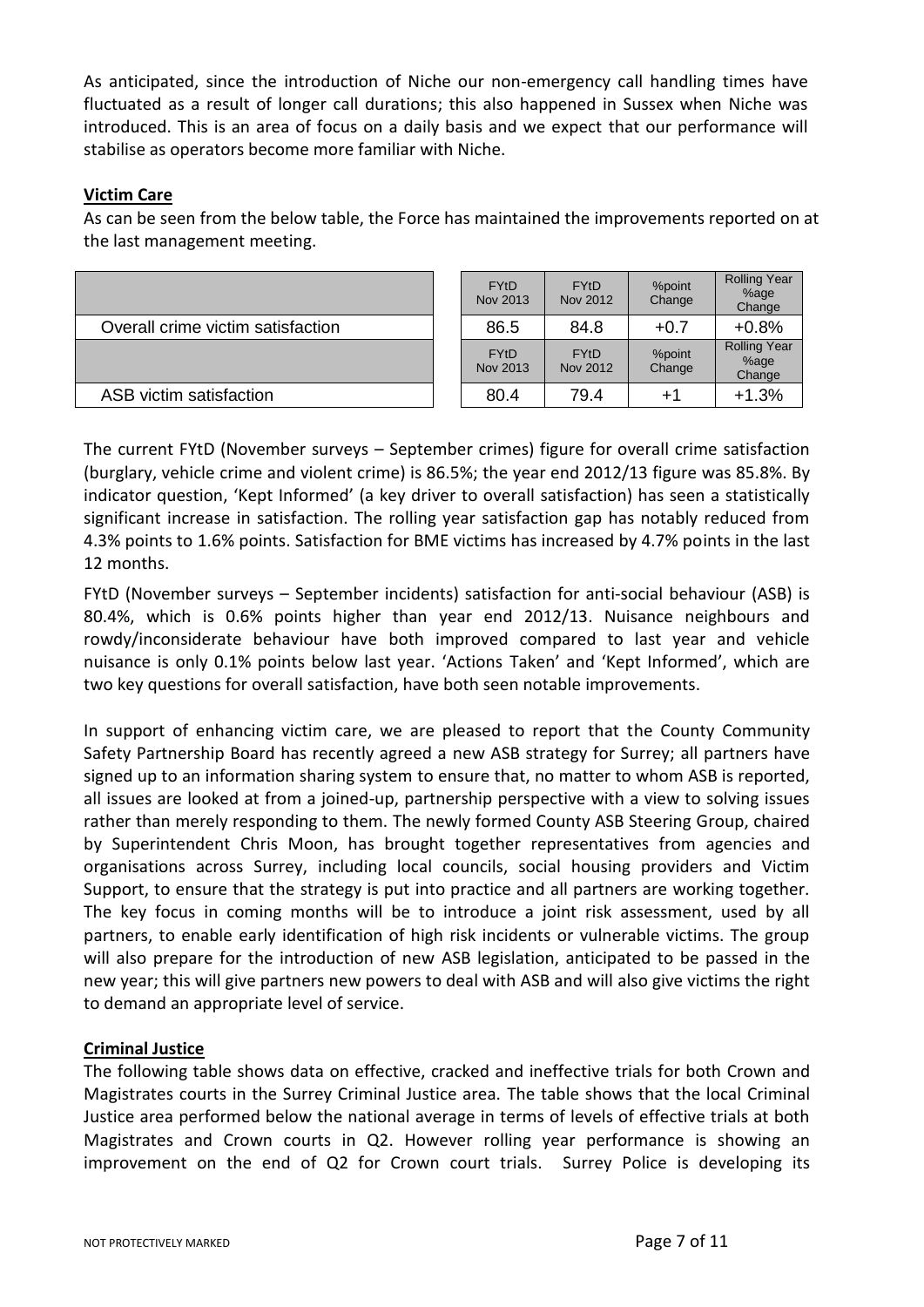As anticipated, since the introduction of Niche our non-emergency call handling times have fluctuated as a result of longer call durations; this also happened in Sussex when Niche was introduced. This is an area of focus on a daily basis and we expect that our performance will stabilise as operators become more familiar with Niche.

## Victim Care

As can be seen from the below table, the Force has maintained the improvements reported on at the last management meeting.

| | FYtD Nov 2013 | FYtD Nov 2012 | %point Change | Rolling Year %age Change |
|---|---|---|---|---|
| Overall crime victim satisfaction | 86.5 | 84.8 | +0.7 | +0.8% |
| | FYtD Nov 2013 | FYtD Nov 2012 | %point Change | Rolling Year %age Change |
| ASB victim satisfaction | 80.4 | 79.4 | +1 | +1.3% |

The current FYtD (November surveys – September crimes) figure for overall crime satisfaction (burglary, vehicle crime and violent crime) is 86.5%; the year end 2012/13 figure was 85.8%. By indicator question, 'Kept Informed' (a key driver to overall satisfaction) has seen a statistically significant increase in satisfaction. The rolling year satisfaction gap has notably reduced from 4.3% points to 1.6% points. Satisfaction for BME victims has increased by 4.7% points in the last 12 months.

FYtD (November surveys – September incidents) satisfaction for anti-social behaviour (ASB) is 80.4%, which is 0.6% points higher than year end 2012/13. Nuisance neighbours and rowdy/inconsiderate behaviour have both improved compared to last year and vehicle nuisance is only 0.1% points below last year. 'Actions Taken' and 'Kept Informed', which are two key questions for overall satisfaction, have both seen notable improvements.

In support of enhancing victim care, we are pleased to report that the County Community Safety Partnership Board has recently agreed a new ASB strategy for Surrey; all partners have signed up to an information sharing system to ensure that, no matter to whom ASB is reported, all issues are looked at from a joined-up, partnership perspective with a view to solving issues rather than merely responding to them. The newly formed County ASB Steering Group, chaired by Superintendent Chris Moon, has brought together representatives from agencies and organisations across Surrey, including local councils, social housing providers and Victim Support, to ensure that the strategy is put into practice and all partners are working together. The key focus in coming months will be to introduce a joint risk assessment, used by all partners, to enable early identification of high risk incidents or vulnerable victims. The group will also prepare for the introduction of new ASB legislation, anticipated to be passed in the new year; this will give partners new powers to deal with ASB and will also give victims the right to demand an appropriate level of service.

## Criminal Justice

The following table shows data on effective, cracked and ineffective trials for both Crown and Magistrates courts in the Surrey Criminal Justice area. The table shows that the local Criminal Justice area performed below the national average in terms of levels of effective trials at both Magistrates and Crown courts in Q2. However rolling year performance is showing an improvement on the end of Q2 for Crown court trials. Surrey Police is developing its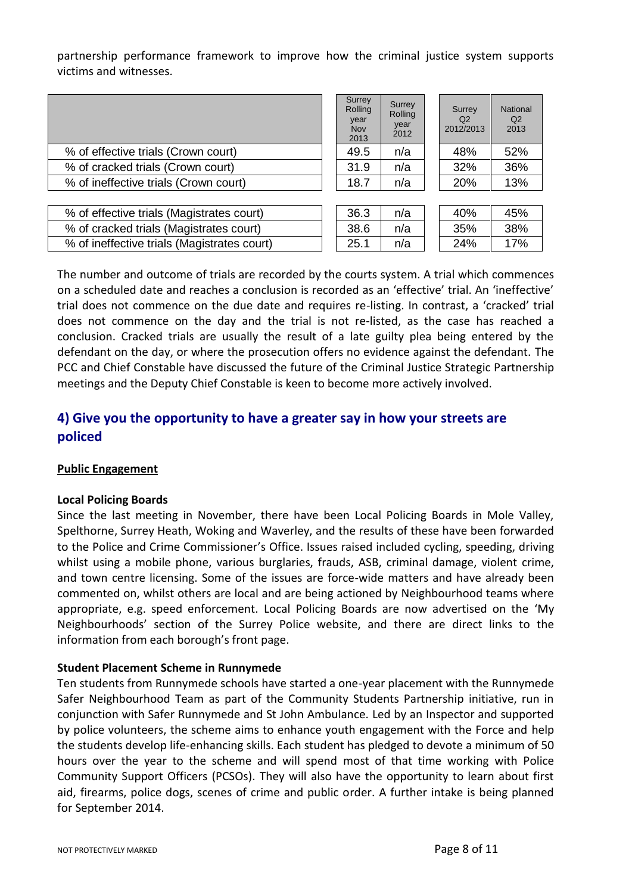partnership performance framework to improve how the criminal justice system supports victims and witnesses.

| | Surrey Rolling year Nov 2013 | Surrey Rolling year 2012 | Surrey Q2 2012/2013 | National Q2 2013 |
|---|---|---|---|---|
| % of effective trials (Crown court) | 49.5 | n/a | 48% | 52% |
| % of cracked trials (Crown court) | 31.9 | n/a | 32% | 36% |
| % of ineffective trials (Crown court) | 18.7 | n/a | 20% | 13% |
| % of effective trials (Magistrates court) | 36.3 | n/a | 40% | 45% |
| % of cracked trials (Magistrates court) | 38.6 | n/a | 35% | 38% |
| % of ineffective trials (Magistrates court) | 25.1 | n/a | 24% | 17% |

The number and outcome of trials are recorded by the courts system. A trial which commences on a scheduled date and reaches a conclusion is recorded as an 'effective' trial. An 'ineffective' trial does not commence on the due date and requires re-listing. In contrast, a 'cracked' trial does not commence on the day and the trial is not re-listed, as the case has reached a conclusion. Cracked trials are usually the result of a late guilty plea being entered by the defendant on the day, or where the prosecution offers no evidence against the defendant. The PCC and Chief Constable have discussed the future of the Criminal Justice Strategic Partnership meetings and the Deputy Chief Constable is keen to become more actively involved.

## 4) Give you the opportunity to have a greater say in how your streets are policed

**Public Engagement**

**Local Policing Boards**

Since the last meeting in November, there have been Local Policing Boards in Mole Valley, Spelthorne, Surrey Heath, Woking and Waverley, and the results of these have been forwarded to the Police and Crime Commissioner's Office. Issues raised included cycling, speeding, driving whilst using a mobile phone, various burglaries, frauds, ASB, criminal damage, violent crime, and town centre licensing. Some of the issues are force-wide matters and have already been commented on, whilst others are local and are being actioned by Neighbourhood teams where appropriate, e.g. speed enforcement. Local Policing Boards are now advertised on the 'My Neighbourhoods' section of the Surrey Police website, and there are direct links to the information from each borough's front page.

**Student Placement Scheme in Runnymede**

Ten students from Runnymede schools have started a one-year placement with the Runnymede Safer Neighbourhood Team as part of the Community Students Partnership initiative, run in conjunction with Safer Runnymede and St John Ambulance. Led by an Inspector and supported by police volunteers, the scheme aims to enhance youth engagement with the Force and help the students develop life-enhancing skills. Each student has pledged to devote a minimum of 50 hours over the year to the scheme and will spend most of that time working with Police Community Support Officers (PCSOs). They will also have the opportunity to learn about first aid, firearms, police dogs, scenes of crime and public order. A further intake is being planned for September 2014.

NOT PROTECTIVELY MARKED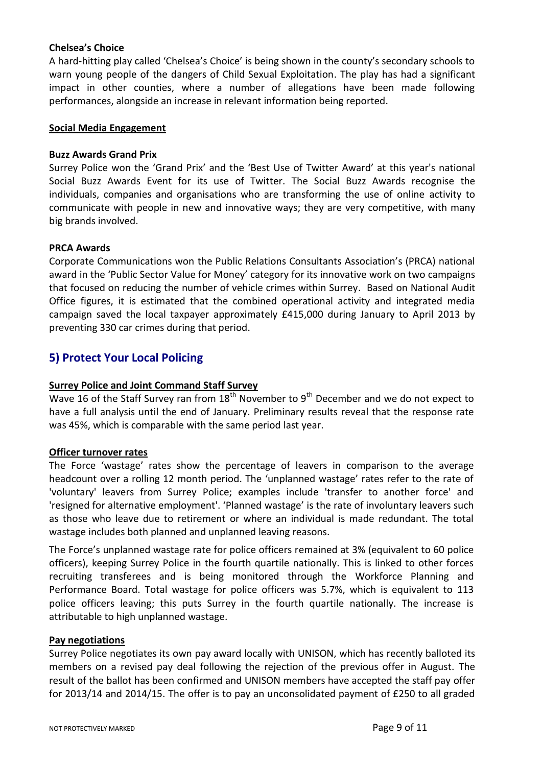**Chelsea's Choice**

A hard-hitting play called 'Chelsea's Choice' is being shown in the county's secondary schools to warn young people of the dangers of Child Sexual Exploitation. The play has had a significant impact in other counties, where a number of allegations have been made following performances, alongside an increase in relevant information being reported.

**Social Media Engagement**

**Buzz Awards Grand Prix**

Surrey Police won the 'Grand Prix' and the 'Best Use of Twitter Award' at this year's national Social Buzz Awards Event for its use of Twitter. The Social Buzz Awards recognise the individuals, companies and organisations who are transforming the use of online activity to communicate with people in new and innovative ways; they are very competitive, with many big brands involved.

**PRCA Awards**

Corporate Communications won the Public Relations Consultants Association's (PRCA) national award in the 'Public Sector Value for Money' category for its innovative work on two campaigns that focused on reducing the number of vehicle crimes within Surrey. Based on National Audit Office figures, it is estimated that the combined operational activity and integrated media campaign saved the local taxpayer approximately £415,000 during January to April 2013 by preventing 330 car crimes during that period.

## 5) Protect Your Local Policing

**Surrey Police and Joint Command Staff Survey**

Wave 16 of the Staff Survey ran from 18th November to 9th December and we do not expect to have a full analysis until the end of January. Preliminary results reveal that the response rate was 45%, which is comparable with the same period last year.

**Officer turnover rates**

The Force 'wastage' rates show the percentage of leavers in comparison to the average headcount over a rolling 12 month period. The 'unplanned wastage' rates refer to the rate of 'voluntary' leavers from Surrey Police; examples include 'transfer to another force' and 'resigned for alternative employment'. 'Planned wastage' is the rate of involuntary leavers such as those who leave due to retirement or where an individual is made redundant. The total wastage includes both planned and unplanned leaving reasons.

The Force's unplanned wastage rate for police officers remained at 3% (equivalent to 60 police officers), keeping Surrey Police in the fourth quartile nationally. This is linked to other forces recruiting transferees and is being monitored through the Workforce Planning and Performance Board. Total wastage for police officers was 5.7%, which is equivalent to 113 police officers leaving; this puts Surrey in the fourth quartile nationally. The increase is attributable to high unplanned wastage.

**Pay negotiations**

Surrey Police negotiates its own pay award locally with UNISON, which has recently balloted its members on a revised pay deal following the rejection of the previous offer in August. The result of the ballot has been confirmed and UNISON members have accepted the staff pay offer for 2013/14 and 2014/15. The offer is to pay an unconsolidated payment of £250 to all graded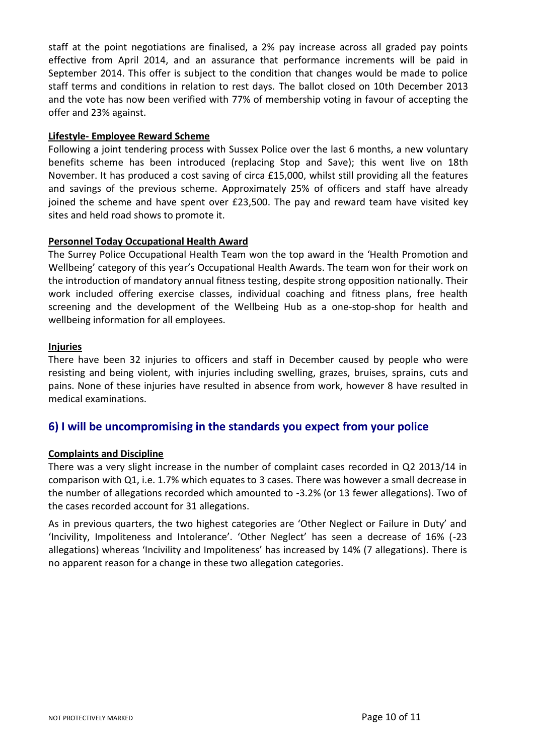staff at the point negotiations are finalised, a 2% pay increase across all graded pay points effective from April 2014, and an assurance that performance increments will be paid in September 2014. This offer is subject to the condition that changes would be made to police staff terms and conditions in relation to rest days. The ballot closed on 10th December 2013 and the vote has now been verified with 77% of membership voting in favour of accepting the offer and 23% against.

**Lifestyle- Employee Reward Scheme**

Following a joint tendering process with Sussex Police over the last 6 months, a new voluntary benefits scheme has been introduced (replacing Stop and Save); this went live on 18th November. It has produced a cost saving of circa £15,000, whilst still providing all the features and savings of the previous scheme. Approximately 25% of officers and staff have already joined the scheme and have spent over £23,500. The pay and reward team have visited key sites and held road shows to promote it.

**Personnel Today Occupational Health Award**

The Surrey Police Occupational Health Team won the top award in the 'Health Promotion and Wellbeing' category of this year's Occupational Health Awards. The team won for their work on the introduction of mandatory annual fitness testing, despite strong opposition nationally. Their work included offering exercise classes, individual coaching and fitness plans, free health screening and the development of the Wellbeing Hub as a one-stop-shop for health and wellbeing information for all employees.

**Injuries**

There have been 32 injuries to officers and staff in December caused by people who were resisting and being violent, with injuries including swelling, grazes, bruises, sprains, cuts and pains. None of these injuries have resulted in absence from work, however 8 have resulted in medical examinations.

## 6) I will be uncompromising in the standards you expect from your police

**Complaints and Discipline**

There was a very slight increase in the number of complaint cases recorded in Q2 2013/14 in comparison with Q1, i.e. 1.7% which equates to 3 cases. There was however a small decrease in the number of allegations recorded which amounted to -3.2% (or 13 fewer allegations). Two of the cases recorded account for 31 allegations.

As in previous quarters, the two highest categories are 'Other Neglect or Failure in Duty' and 'Incivility, Impoliteness and Intolerance'. 'Other Neglect' has seen a decrease of 16% (-23 allegations) whereas 'Incivility and Impoliteness' has increased by 14% (7 allegations). There is no apparent reason for a change in these two allegation categories.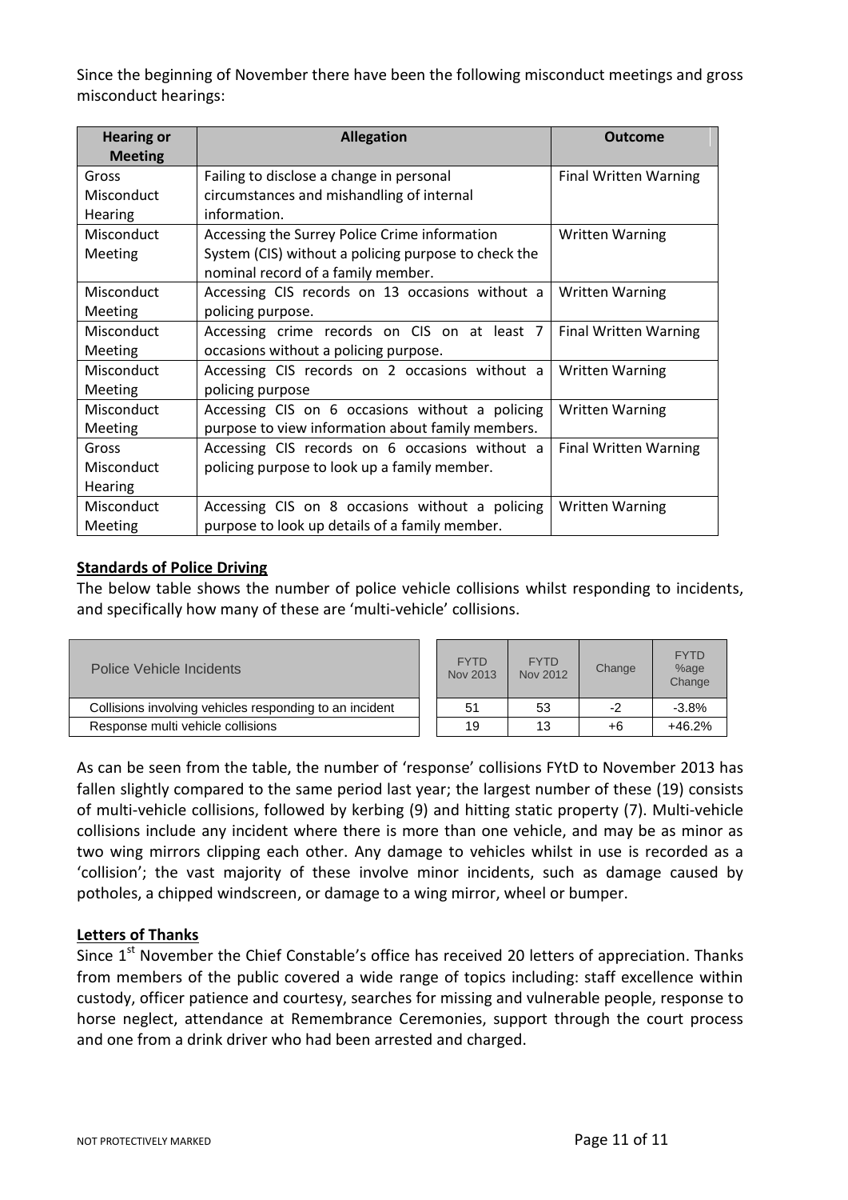Since the beginning of November there have been the following misconduct meetings and gross misconduct hearings:

| Hearing or Meeting | Allegation | Outcome |
|---|---|---|
| Gross Misconduct Hearing | Failing to disclose a change in personal circumstances and mishandling of internal information. | Final Written Warning |
| Misconduct Meeting | Accessing the Surrey Police Crime information System (CIS) without a policing purpose to check the nominal record of a family member. | Written Warning |
| Misconduct Meeting | Accessing CIS records on 13 occasions without a policing purpose. | Written Warning |
| Misconduct Meeting | Accessing crime records on CIS on at least 7 occasions without a policing purpose. | Final Written Warning |
| Misconduct Meeting | Accessing CIS records on 2 occasions without a policing purpose | Written Warning |
| Misconduct Meeting | Accessing CIS on 6 occasions without a policing purpose to view information about family members. | Written Warning |
| Gross Misconduct Hearing | Accessing CIS records on 6 occasions without a policing purpose to look up a family member. | Final Written Warning |
| Misconduct Meeting | Accessing CIS on 8 occasions without a policing purpose to look up details of a family member. | Written Warning |

**Standards of Police Driving**

The below table shows the number of police vehicle collisions whilst responding to incidents, and specifically how many of these are 'multi-vehicle' collisions.

| Police Vehicle Incidents | FYTD Nov 2013 | FYTD Nov 2012 | Change | FYTD %age Change |
|---|---|---|---|---|
| Collisions involving vehicles responding to an incident | 51 | 53 | -2 | -3.8% |
| Response multi vehicle collisions | 19 | 13 | +6 | +46.2% |

As can be seen from the table, the number of 'response' collisions FYtD to November 2013 has fallen slightly compared to the same period last year; the largest number of these (19) consists of multi-vehicle collisions, followed by kerbing (9) and hitting static property (7). Multi-vehicle collisions include any incident where there is more than one vehicle, and may be as minor as two wing mirrors clipping each other. Any damage to vehicles whilst in use is recorded as a 'collision'; the vast majority of these involve minor incidents, such as damage caused by potholes, a chipped windscreen, or damage to a wing mirror, wheel or bumper.

**Letters of Thanks**

Since 1st November the Chief Constable's office has received 20 letters of appreciation. Thanks from members of the public covered a wide range of topics including: staff excellence within custody, officer patience and courtesy, searches for missing and vulnerable people, response to horse neglect, attendance at Remembrance Ceremonies, support through the court process and one from a drink driver who had been arrested and charged.

NOT PROTECTIVELY MARKED